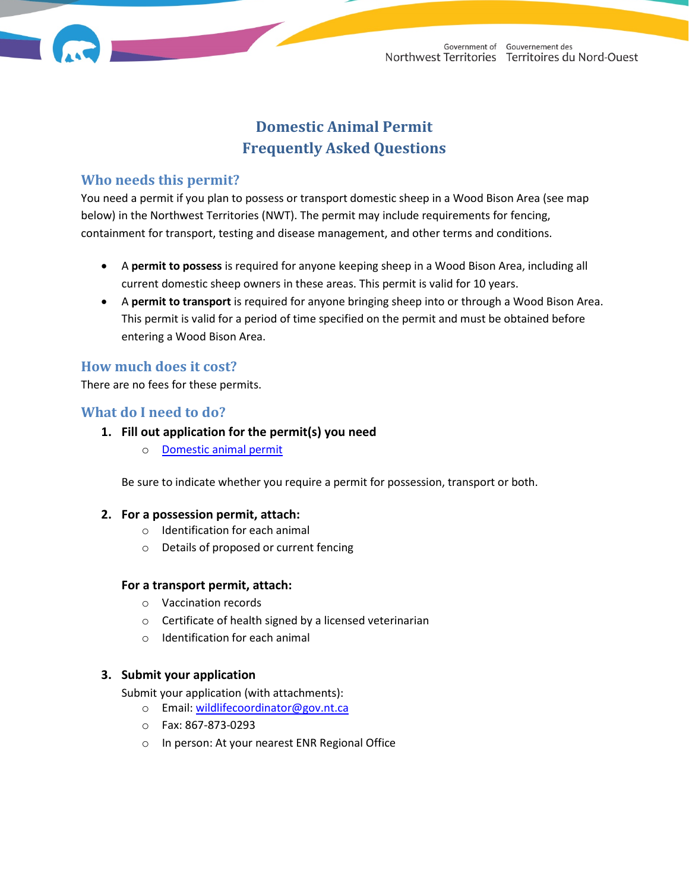# Domestic Animal Permit
# Frequently Asked Questions

## Who needs this permit?

You need a permit if you plan to possess or transport domestic sheep in a Wood Bison Area (see map below) in the Northwest Territories (NWT). The permit may include requirements for fencing, containment for transport, testing and disease management, and other terms and conditions.

- A **permit to possess** is required for anyone keeping sheep in a Wood Bison Area, including all current domestic sheep owners in these areas. This permit is valid for 10 years.
- A **permit to transport** is required for anyone bringing sheep into or through a Wood Bison Area. This permit is valid for a period of time specified on the permit and must be obtained before entering a Wood Bison Area.

## How much does it cost?

There are no fees for these permits.

## What do I need to do?

1. **Fill out application for the permit(s) you need**
   - [Domestic animal permit]()

   Be sure to indicate whether you require a permit for possession, transport or both.

2. **For a possession permit, attach:**
   - Identification for each animal
   - Details of proposed or current fencing

   **For a transport permit, attach:**
   - Vaccination records
   - Certificate of health signed by a licensed veterinarian
   - Identification for each animal

3. **Submit your application**

   Submit your application (with attachments):
   - Email: wildlifecoordinator@gov.nt.ca
   - Fax: 867-873-0293
   - In person: At your nearest ENR Regional Office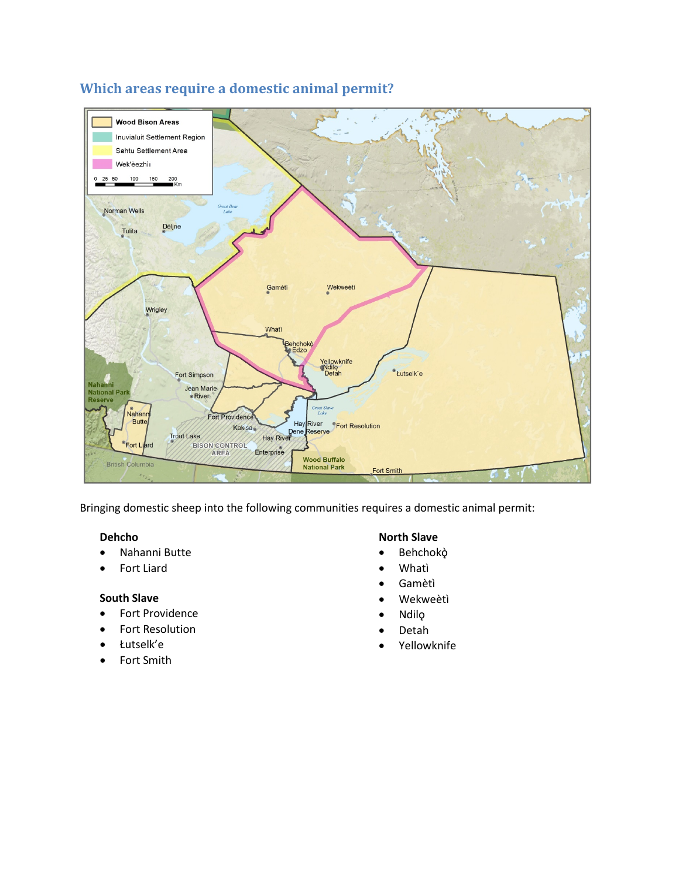## Which areas require a domestic animal permit?

Bringing domestic sheep into the following communities requires a domestic animal permit:

**Dehcho**
- Nahanni Butte
- Fort Liard

**South Slave**
- Fort Providence
- Fort Resolution
- Łutselk'e
- Fort Smith

**North Slave**
- Behchokǫ̀
- Whatì
- Gamètì
- Wekweètì
- Ndilǫ
- Detah
- Yellowknife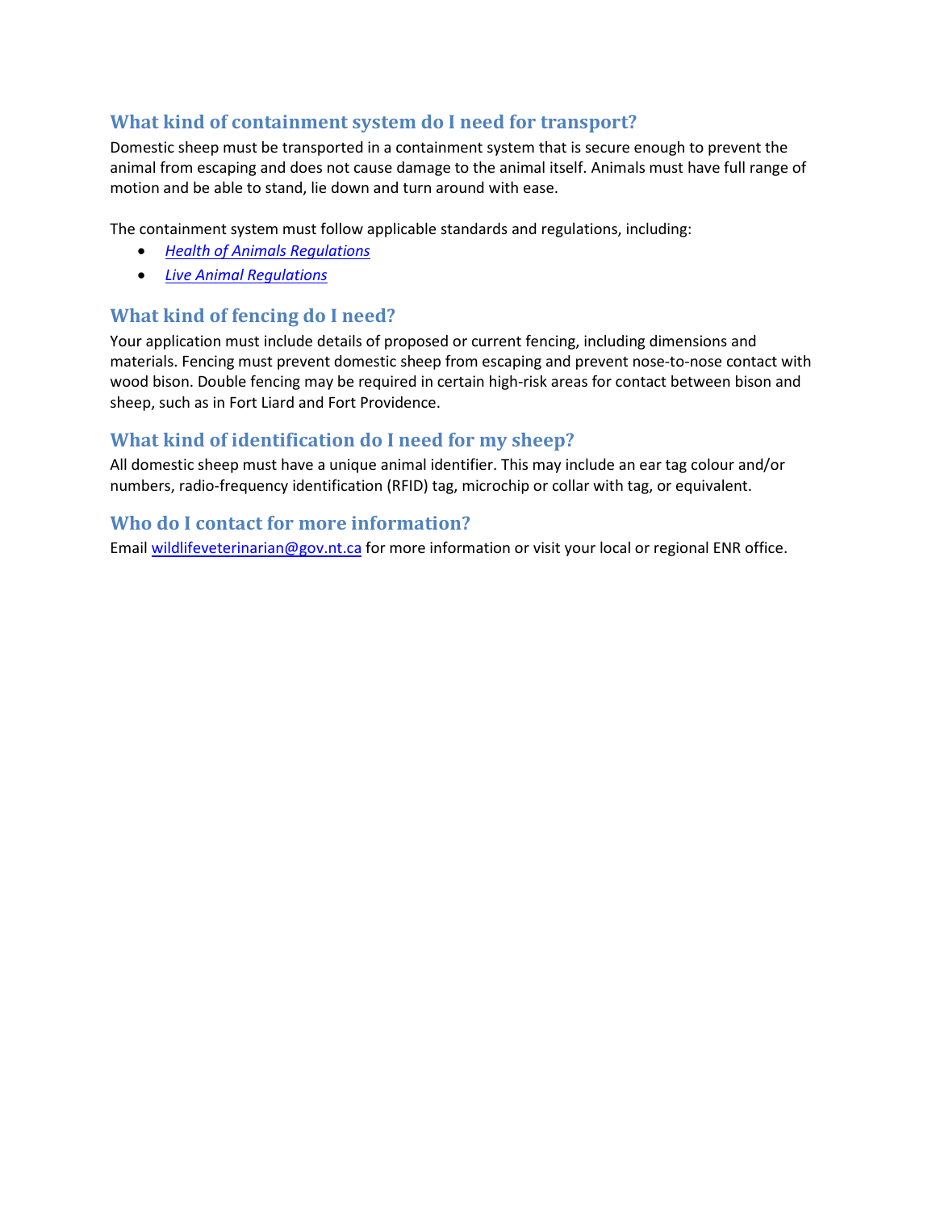## What kind of containment system do I need for transport?

Domestic sheep must be transported in a containment system that is secure enough to prevent the animal from escaping and does not cause damage to the animal itself. Animals must have full range of motion and be able to stand, lie down and turn around with ease.

The containment system must follow applicable standards and regulations, including:

- *Health of Animals Regulations*
- *Live Animal Regulations*

## What kind of fencing do I need?

Your application must include details of proposed or current fencing, including dimensions and materials. Fencing must prevent domestic sheep from escaping and prevent nose-to-nose contact with wood bison. Double fencing may be required in certain high-risk areas for contact between bison and sheep, such as in Fort Liard and Fort Providence.

## What kind of identification do I need for my sheep?

All domestic sheep must have a unique animal identifier. This may include an ear tag colour and/or numbers, radio-frequency identification (RFID) tag, microchip or collar with tag, or equivalent.

## Who do I contact for more information?

Email wildlifeveterinarian@gov.nt.ca for more information or visit your local or regional ENR office.